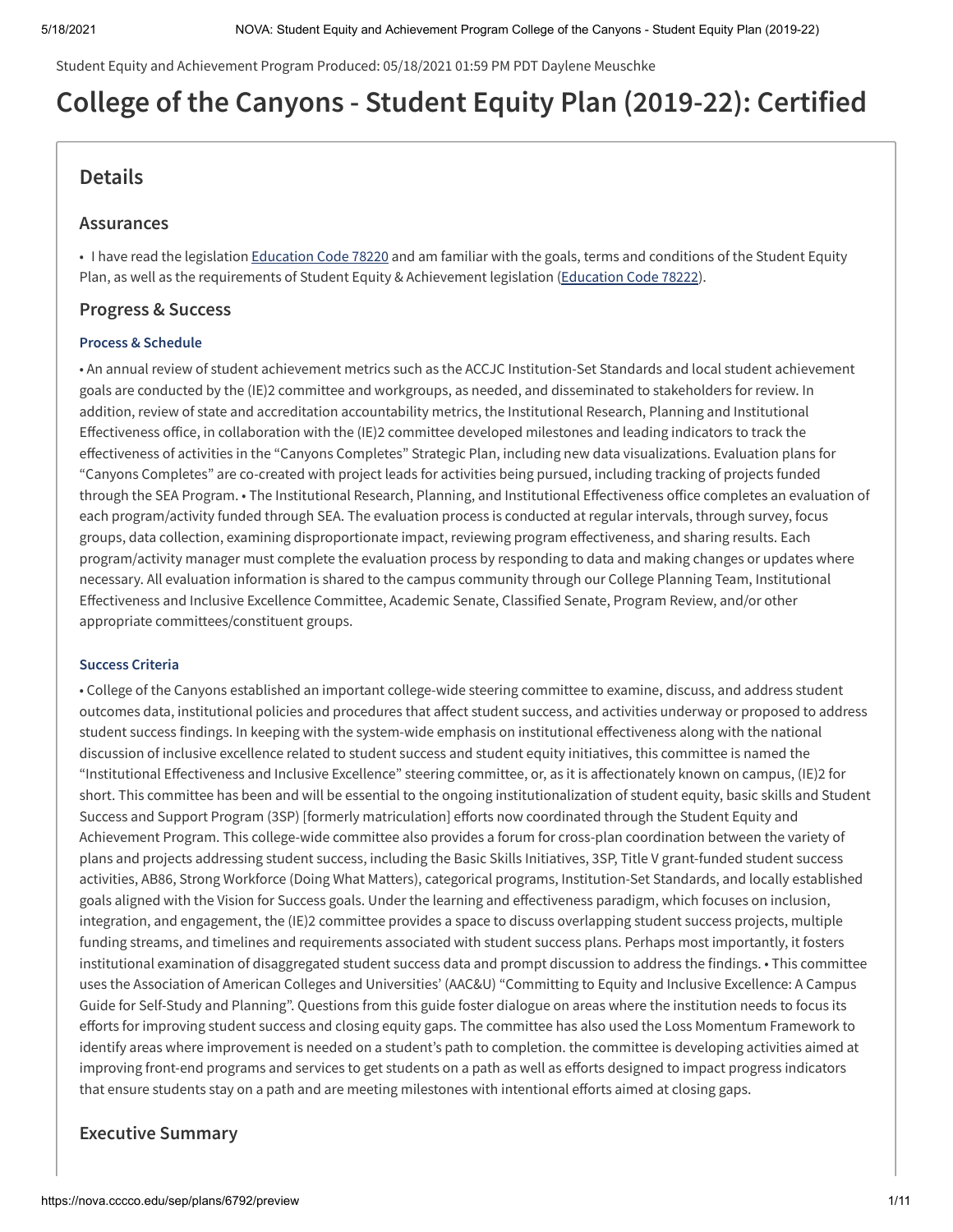Student Equity and Achievement Program Produced: 05/18/2021 01:59 PM PDT Daylene Meuschke

# College of the Canyons - Student Equity Plan (2019-22): Certified

## Details

### Assurances

- I have read the legislation Education Code 78220 and am familiar with the goals, terms and conditions of the Student Equity Plan, as well as the requirements of Student Equity & Achievement legislation (Education Code 78222).

### Progress & Success

#### Process & Schedule

• An annual review of student achievement metrics such as the ACCJC Institution-Set Standards and local student achievement goals are conducted by the (IE)2 committee and workgroups, as needed, and disseminated to stakeholders for review. In addition, review of state and accreditation accountability metrics, the Institutional Research, Planning and Institutional Effectiveness office, in collaboration with the (IE)2 committee developed milestones and leading indicators to track the effectiveness of activities in the "Canyons Completes" Strategic Plan, including new data visualizations. Evaluation plans for "Canyons Completes" are co-created with project leads for activities being pursued, including tracking of projects funded through the SEA Program. • The Institutional Research, Planning, and Institutional Effectiveness office completes an evaluation of each program/activity funded through SEA. The evaluation process is conducted at regular intervals, through survey, focus groups, data collection, examining disproportionate impact, reviewing program effectiveness, and sharing results. Each program/activity manager must complete the evaluation process by responding to data and making changes or updates where necessary. All evaluation information is shared to the campus community through our College Planning Team, Institutional Effectiveness and Inclusive Excellence Committee, Academic Senate, Classified Senate, Program Review, and/or other appropriate committees/constituent groups.

#### Success Criteria

• College of the Canyons established an important college-wide steering committee to examine, discuss, and address student outcomes data, institutional policies and procedures that affect student success, and activities underway or proposed to address student success findings. In keeping with the system-wide emphasis on institutional effectiveness along with the national discussion of inclusive excellence related to student success and student equity initiatives, this committee is named the "Institutional Effectiveness and Inclusive Excellence" steering committee, or, as it is affectionately known on campus, (IE)2 for short. This committee has been and will be essential to the ongoing institutionalization of student equity, basic skills and Student Success and Support Program (3SP) [formerly matriculation] efforts now coordinated through the Student Equity and Achievement Program. This college-wide committee also provides a forum for cross-plan coordination between the variety of plans and projects addressing student success, including the Basic Skills Initiatives, 3SP, Title V grant-funded student success activities, AB86, Strong Workforce (Doing What Matters), categorical programs, Institution-Set Standards, and locally established goals aligned with the Vision for Success goals. Under the learning and effectiveness paradigm, which focuses on inclusion, integration, and engagement, the (IE)2 committee provides a space to discuss overlapping student success projects, multiple funding streams, and timelines and requirements associated with student success plans. Perhaps most importantly, it fosters institutional examination of disaggregated student success data and prompt discussion to address the findings. • This committee uses the Association of American Colleges and Universities' (AAC&U) "Committing to Equity and Inclusive Excellence: A Campus Guide for Self-Study and Planning". Questions from this guide foster dialogue on areas where the institution needs to focus its efforts for improving student success and closing equity gaps. The committee has also used the Loss Momentum Framework to identify areas where improvement is needed on a student's path to completion. the committee is developing activities aimed at improving front-end programs and services to get students on a path as well as efforts designed to impact progress indicators that ensure students stay on a path and are meeting milestones with intentional efforts aimed at closing gaps.

### Executive Summary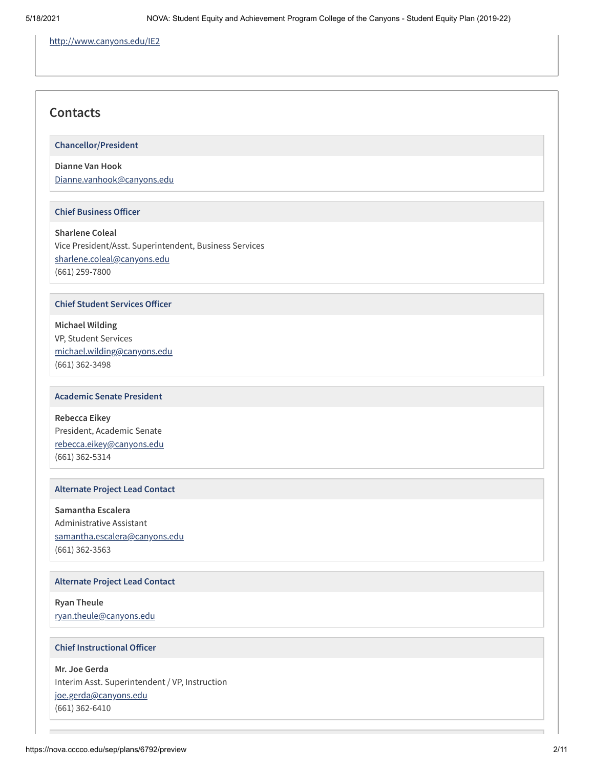http://www.canyons.edu/IE2

## Contacts

### Chancellor/President

**Dianne Van Hook**
Dianne.vanhook@canyons.edu

### Chief Business Officer

**Sharlene Coleal**
Vice President/Asst. Superintendent, Business Services
sharlene.coleal@canyons.edu
(661) 259-7800

### Chief Student Services Officer

**Michael Wilding**
VP, Student Services
michael.wilding@canyons.edu
(661) 362-3498

### Academic Senate President

**Rebecca Eikey**
President, Academic Senate
rebecca.eikey@canyons.edu
(661) 362-5314

### Alternate Project Lead Contact

**Samantha Escalera**
Administrative Assistant
samantha.escalera@canyons.edu
(661) 362-3563

### Alternate Project Lead Contact

**Ryan Theule**
ryan.theule@canyons.edu

### Chief Instructional Officer

**Mr. Joe Gerda**
Interim Asst. Superintendent / VP, Instruction
joe.gerda@canyons.edu
(661) 362-6410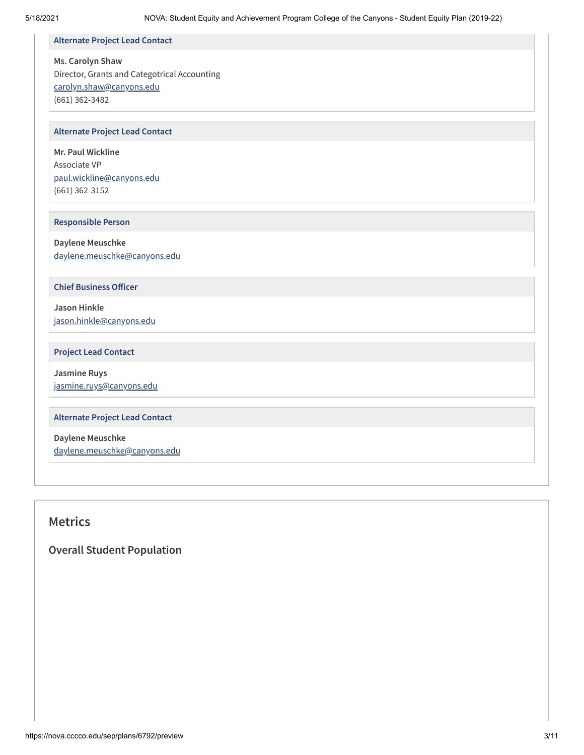**Alternate Project Lead Contact**

**Ms. Carolyn Shaw**
Director, Grants and Categotrical Accounting
carolyn.shaw@canyons.edu
(661) 362-3482

**Alternate Project Lead Contact**

**Mr. Paul Wickline**
Associate VP
paul.wickline@canyons.edu
(661) 362-3152

**Responsible Person**

**Daylene Meuschke**
daylene.meuschke@canyons.edu

**Chief Business Officer**

**Jason Hinkle**
jason.hinkle@canyons.edu

**Project Lead Contact**

**Jasmine Ruys**
jasmine.ruys@canyons.edu

**Alternate Project Lead Contact**

**Daylene Meuschke**
daylene.meuschke@canyons.edu

## Metrics

### Overall Student Population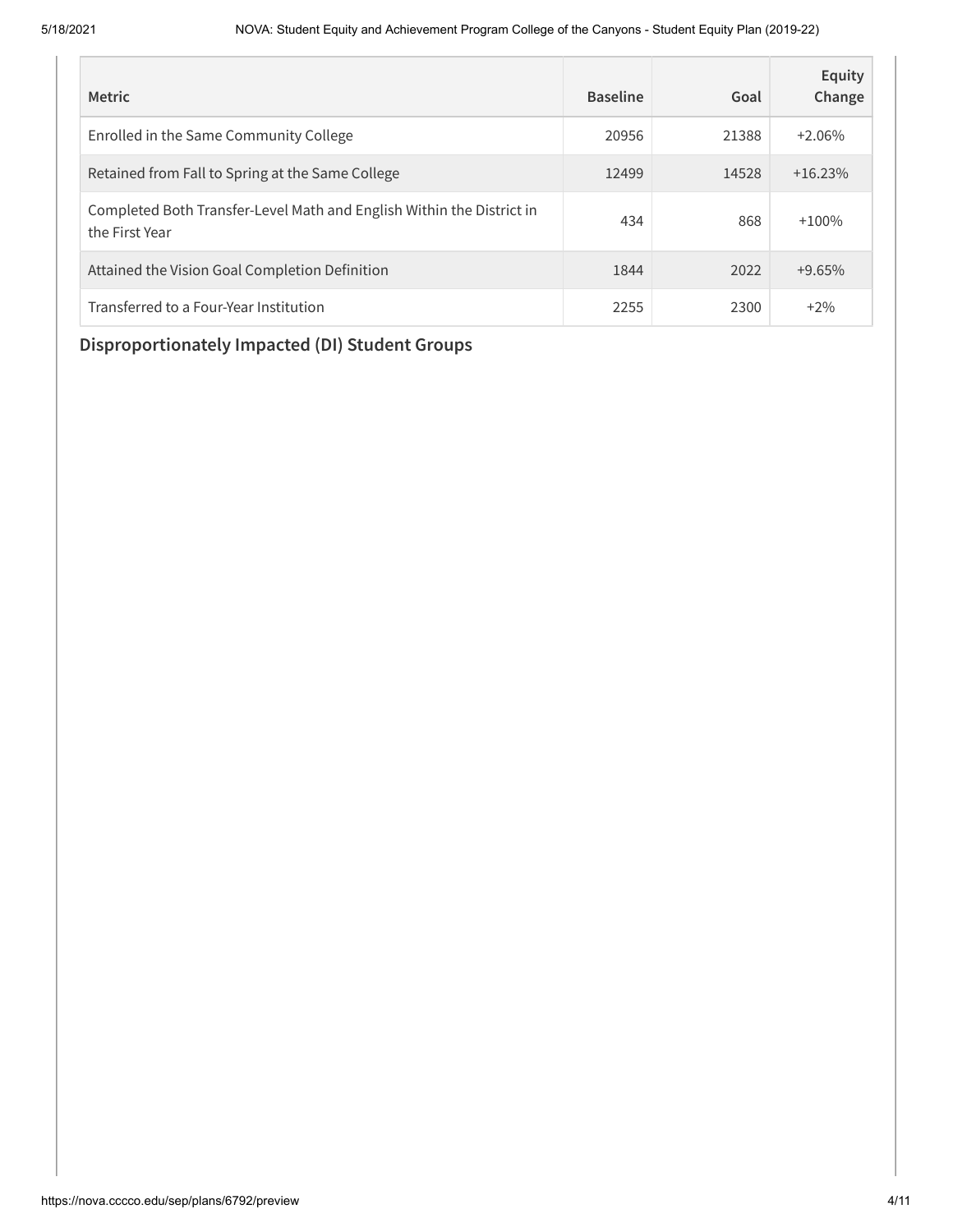| Metric | Baseline | Goal | Equity Change |
| --- | --- | --- | --- |
| Enrolled in the Same Community College | 20956 | 21388 | +2.06% |
| Retained from Fall to Spring at the Same College | 12499 | 14528 | +16.23% |
| Completed Both Transfer-Level Math and English Within the District in the First Year | 434 | 868 | +100% |
| Attained the Vision Goal Completion Definition | 1844 | 2022 | +9.65% |
| Transferred to a Four-Year Institution | 2255 | 2300 | +2% |

## Disproportionately Impacted (DI) Student Groups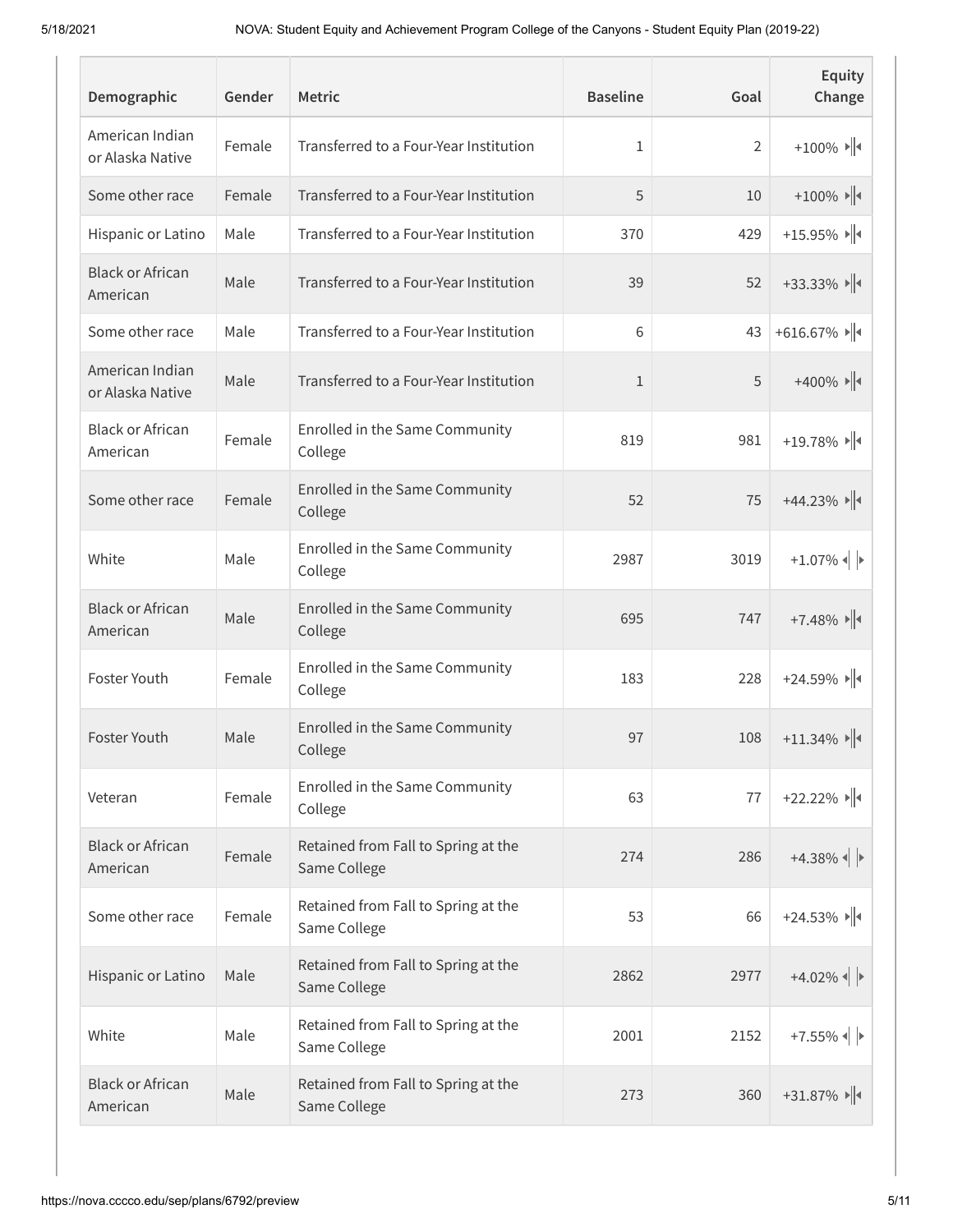| Demographic | Gender | Metric | Baseline | Goal | Equity Change |
|---|---|---|---|---|---|
| American Indian or Alaska Native | Female | Transferred to a Four-Year Institution | 1 | 2 | +100% |
| Some other race | Female | Transferred to a Four-Year Institution | 5 | 10 | +100% |
| Hispanic or Latino | Male | Transferred to a Four-Year Institution | 370 | 429 | +15.95% |
| Black or African American | Male | Transferred to a Four-Year Institution | 39 | 52 | +33.33% |
| Some other race | Male | Transferred to a Four-Year Institution | 6 | 43 | +616.67% |
| American Indian or Alaska Native | Male | Transferred to a Four-Year Institution | 1 | 5 | +400% |
| Black or African American | Female | Enrolled in the Same Community College | 819 | 981 | +19.78% |
| Some other race | Female | Enrolled in the Same Community College | 52 | 75 | +44.23% |
| White | Male | Enrolled in the Same Community College | 2987 | 3019 | +1.07% |
| Black or African American | Male | Enrolled in the Same Community College | 695 | 747 | +7.48% |
| Foster Youth | Female | Enrolled in the Same Community College | 183 | 228 | +24.59% |
| Foster Youth | Male | Enrolled in the Same Community College | 97 | 108 | +11.34% |
| Veteran | Female | Enrolled in the Same Community College | 63 | 77 | +22.22% |
| Black or African American | Female | Retained from Fall to Spring at the Same College | 274 | 286 | +4.38% |
| Some other race | Female | Retained from Fall to Spring at the Same College | 53 | 66 | +24.53% |
| Hispanic or Latino | Male | Retained from Fall to Spring at the Same College | 2862 | 2977 | +4.02% |
| White | Male | Retained from Fall to Spring at the Same College | 2001 | 2152 | +7.55% |
| Black or African American | Male | Retained from Fall to Spring at the Same College | 273 | 360 | +31.87% |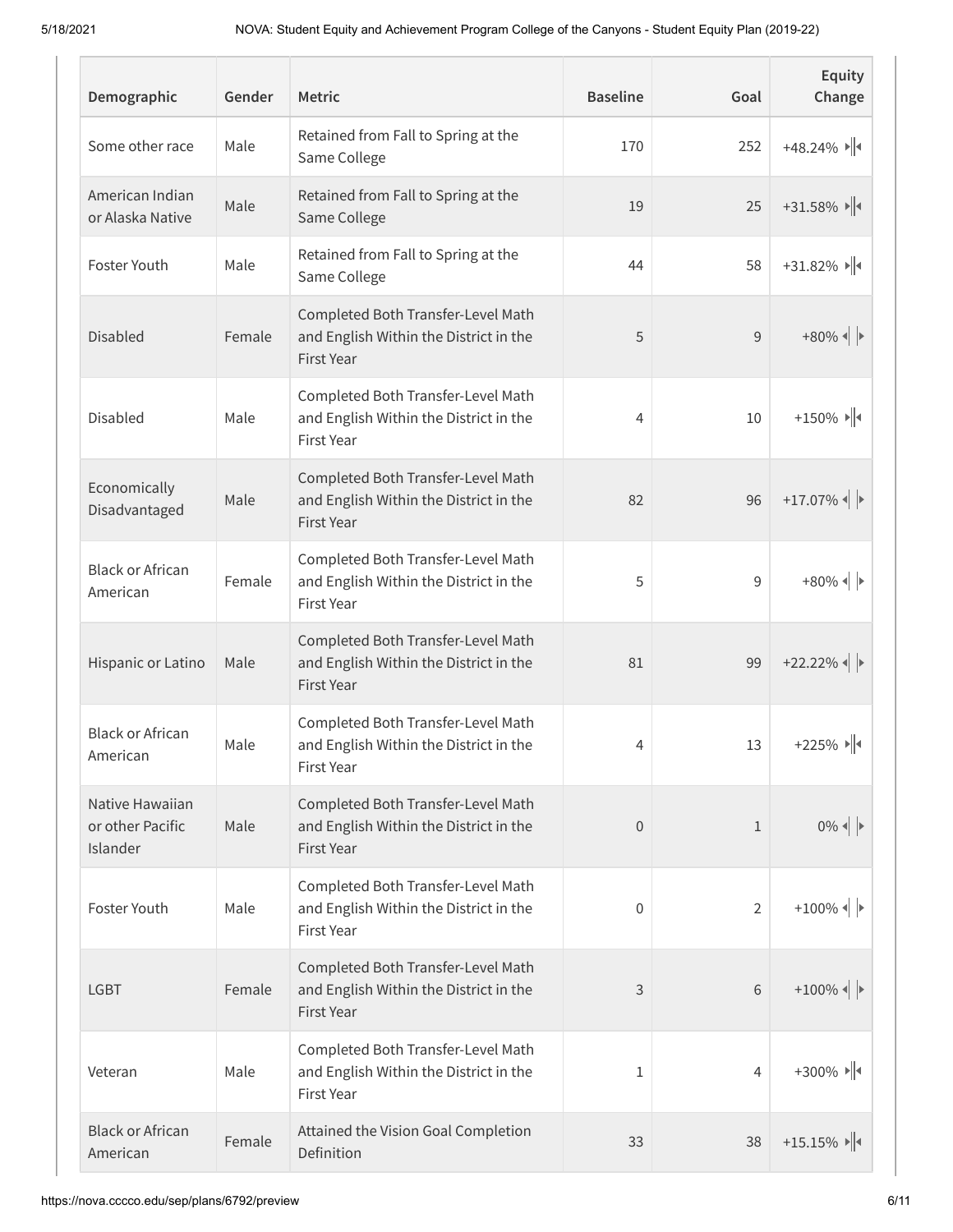| Demographic | Gender | Metric | Baseline | Goal | Equity Change |
| --- | --- | --- | --- | --- | --- |
| Some other race | Male | Retained from Fall to Spring at the Same College | 170 | 252 | +48.24% |
| American Indian or Alaska Native | Male | Retained from Fall to Spring at the Same College | 19 | 25 | +31.58% |
| Foster Youth | Male | Retained from Fall to Spring at the Same College | 44 | 58 | +31.82% |
| Disabled | Female | Completed Both Transfer-Level Math and English Within the District in the First Year | 5 | 9 | +80% |
| Disabled | Male | Completed Both Transfer-Level Math and English Within the District in the First Year | 4 | 10 | +150% |
| Economically Disadvantaged | Male | Completed Both Transfer-Level Math and English Within the District in the First Year | 82 | 96 | +17.07% |
| Black or African American | Female | Completed Both Transfer-Level Math and English Within the District in the First Year | 5 | 9 | +80% |
| Hispanic or Latino | Male | Completed Both Transfer-Level Math and English Within the District in the First Year | 81 | 99 | +22.22% |
| Black or African American | Male | Completed Both Transfer-Level Math and English Within the District in the First Year | 4 | 13 | +225% |
| Native Hawaiian or other Pacific Islander | Male | Completed Both Transfer-Level Math and English Within the District in the First Year | 0 | 1 | 0% |
| Foster Youth | Male | Completed Both Transfer-Level Math and English Within the District in the First Year | 0 | 2 | +100% |
| LGBT | Female | Completed Both Transfer-Level Math and English Within the District in the First Year | 3 | 6 | +100% |
| Veteran | Male | Completed Both Transfer-Level Math and English Within the District in the First Year | 1 | 4 | +300% |
| Black or African American | Female | Attained the Vision Goal Completion Definition | 33 | 38 | +15.15% |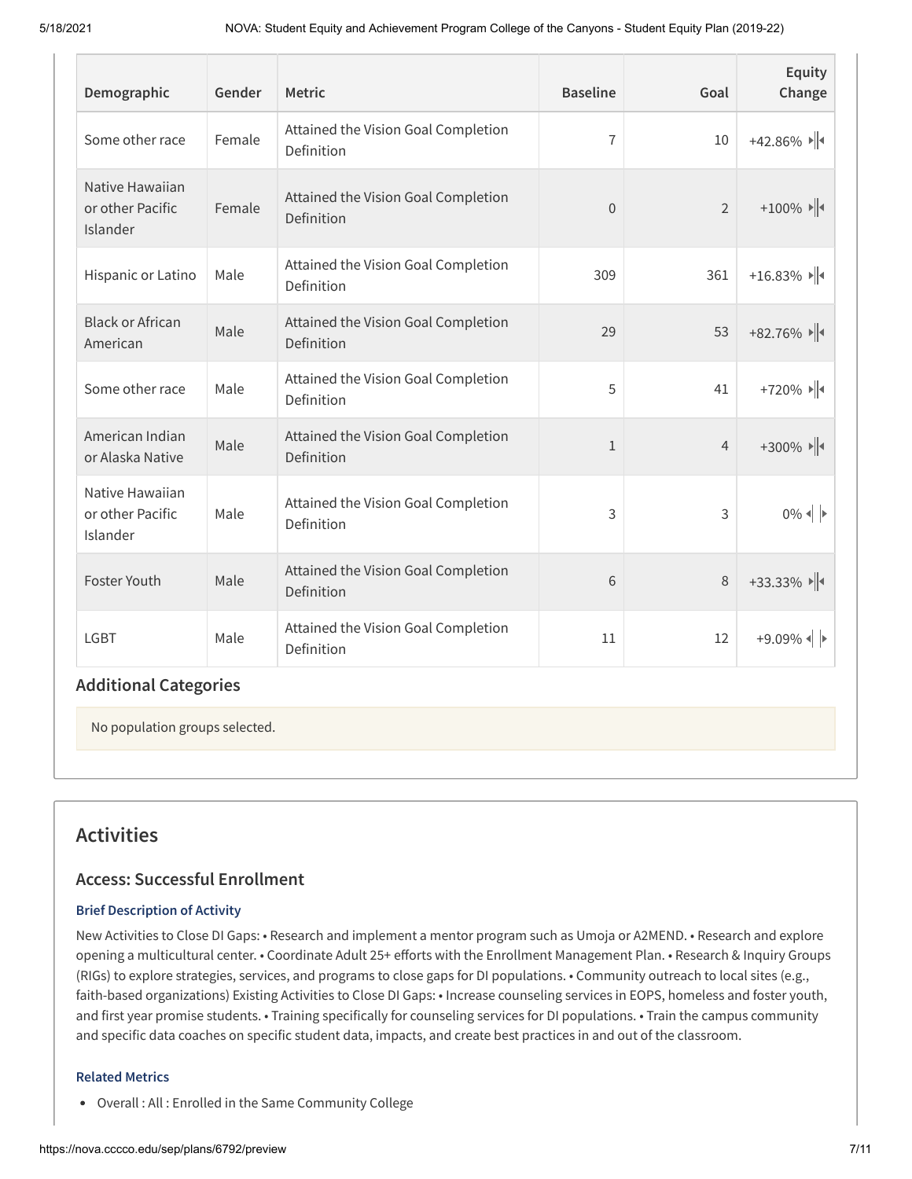| Demographic | Gender | Metric | Baseline | Goal | Equity Change |
|---|---|---|---|---|---|
| Some other race | Female | Attained the Vision Goal Completion Definition | 7 | 10 | +42.86% |
| Native Hawaiian or other Pacific Islander | Female | Attained the Vision Goal Completion Definition | 0 | 2 | +100% |
| Hispanic or Latino | Male | Attained the Vision Goal Completion Definition | 309 | 361 | +16.83% |
| Black or African American | Male | Attained the Vision Goal Completion Definition | 29 | 53 | +82.76% |
| Some other race | Male | Attained the Vision Goal Completion Definition | 5 | 41 | +720% |
| American Indian or Alaska Native | Male | Attained the Vision Goal Completion Definition | 1 | 4 | +300% |
| Native Hawaiian or other Pacific Islander | Male | Attained the Vision Goal Completion Definition | 3 | 3 | 0% |
| Foster Youth | Male | Attained the Vision Goal Completion Definition | 6 | 8 | +33.33% |
| LGBT | Male | Attained the Vision Goal Completion Definition | 11 | 12 | +9.09% |

### Additional Categories

No population groups selected.

## Activities

### Access: Successful Enrollment

**Brief Description of Activity**

New Activities to Close DI Gaps: • Research and implement a mentor program such as Umoja or A2MEND. • Research and explore opening a multicultural center. • Coordinate Adult 25+ efforts with the Enrollment Management Plan. • Research & Inquiry Groups (RIGs) to explore strategies, services, and programs to close gaps for DI populations. • Community outreach to local sites (e.g., faith-based organizations) Existing Activities to Close DI Gaps: • Increase counseling services in EOPS, homeless and foster youth, and first year promise students. • Training specifically for counseling services for DI populations. • Train the campus community and specific data coaches on specific student data, impacts, and create best practices in and out of the classroom.

**Related Metrics**

- Overall : All : Enrolled in the Same Community College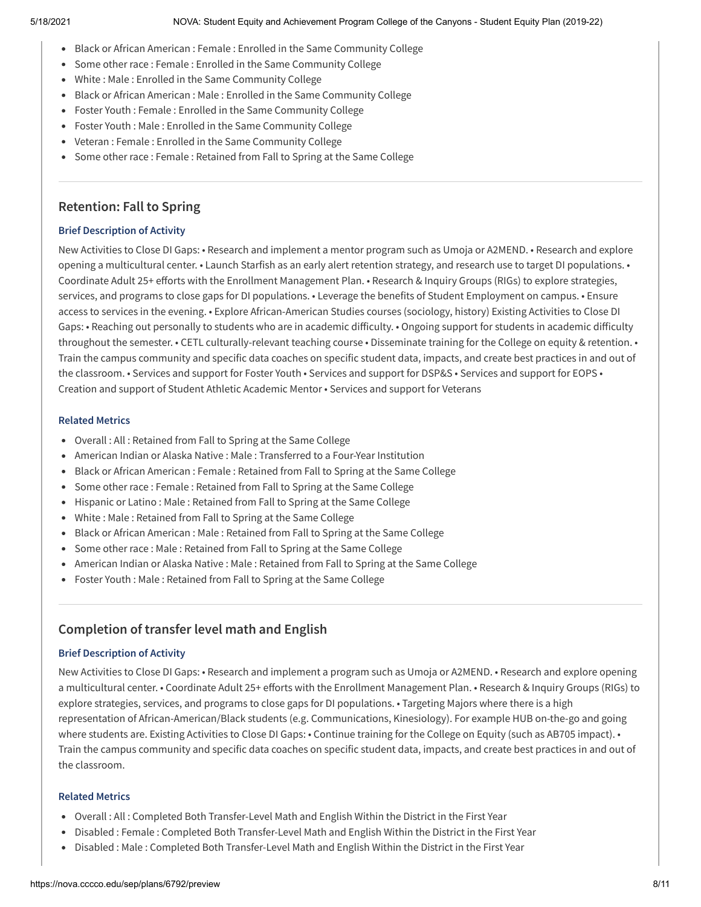- Black or African American : Female : Enrolled in the Same Community College
- Some other race : Female : Enrolled in the Same Community College
- White : Male : Enrolled in the Same Community College
- Black or African American : Male : Enrolled in the Same Community College
- Foster Youth : Female : Enrolled in the Same Community College
- Foster Youth : Male : Enrolled in the Same Community College
- Veteran : Female : Enrolled in the Same Community College
- Some other race : Female : Retained from Fall to Spring at the Same College

---

## Retention: Fall to Spring

### Brief Description of Activity

New Activities to Close DI Gaps: • Research and implement a mentor program such as Umoja or A2MEND. • Research and explore opening a multicultural center. • Launch Starfish as an early alert retention strategy, and research use to target DI populations. • Coordinate Adult 25+ efforts with the Enrollment Management Plan. • Research & Inquiry Groups (RIGs) to explore strategies, services, and programs to close gaps for DI populations. • Leverage the benefits of Student Employment on campus. • Ensure access to services in the evening. • Explore African-American Studies courses (sociology, history) Existing Activities to Close DI Gaps: • Reaching out personally to students who are in academic difficulty. • Ongoing support for students in academic difficulty throughout the semester. • CETL culturally-relevant teaching course • Disseminate training for the College on equity & retention. • Train the campus community and specific data coaches on specific student data, impacts, and create best practices in and out of the classroom. • Services and support for Foster Youth • Services and support for DSP&S • Services and support for EOPS • Creation and support of Student Athletic Academic Mentor • Services and support for Veterans

### Related Metrics

- Overall : All : Retained from Fall to Spring at the Same College
- American Indian or Alaska Native : Male : Transferred to a Four-Year Institution
- Black or African American : Female : Retained from Fall to Spring at the Same College
- Some other race : Female : Retained from Fall to Spring at the Same College
- Hispanic or Latino : Male : Retained from Fall to Spring at the Same College
- White : Male : Retained from Fall to Spring at the Same College
- Black or African American : Male : Retained from Fall to Spring at the Same College
- Some other race : Male : Retained from Fall to Spring at the Same College
- American Indian or Alaska Native : Male : Retained from Fall to Spring at the Same College
- Foster Youth : Male : Retained from Fall to Spring at the Same College

---

## Completion of transfer level math and English

### Brief Description of Activity

New Activities to Close DI Gaps: • Research and implement a program such as Umoja or A2MEND. • Research and explore opening a multicultural center. • Coordinate Adult 25+ efforts with the Enrollment Management Plan. • Research & Inquiry Groups (RIGs) to explore strategies, services, and programs to close gaps for DI populations. • Targeting Majors where there is a high representation of African-American/Black students (e.g. Communications, Kinesiology). For example HUB on-the-go and going where students are. Existing Activities to Close DI Gaps: • Continue training for the College on Equity (such as AB705 impact). • Train the campus community and specific data coaches on specific student data, impacts, and create best practices in and out of the classroom.

### Related Metrics

- Overall : All : Completed Both Transfer-Level Math and English Within the District in the First Year
- Disabled : Female : Completed Both Transfer-Level Math and English Within the District in the First Year
- Disabled : Male : Completed Both Transfer-Level Math and English Within the District in the First Year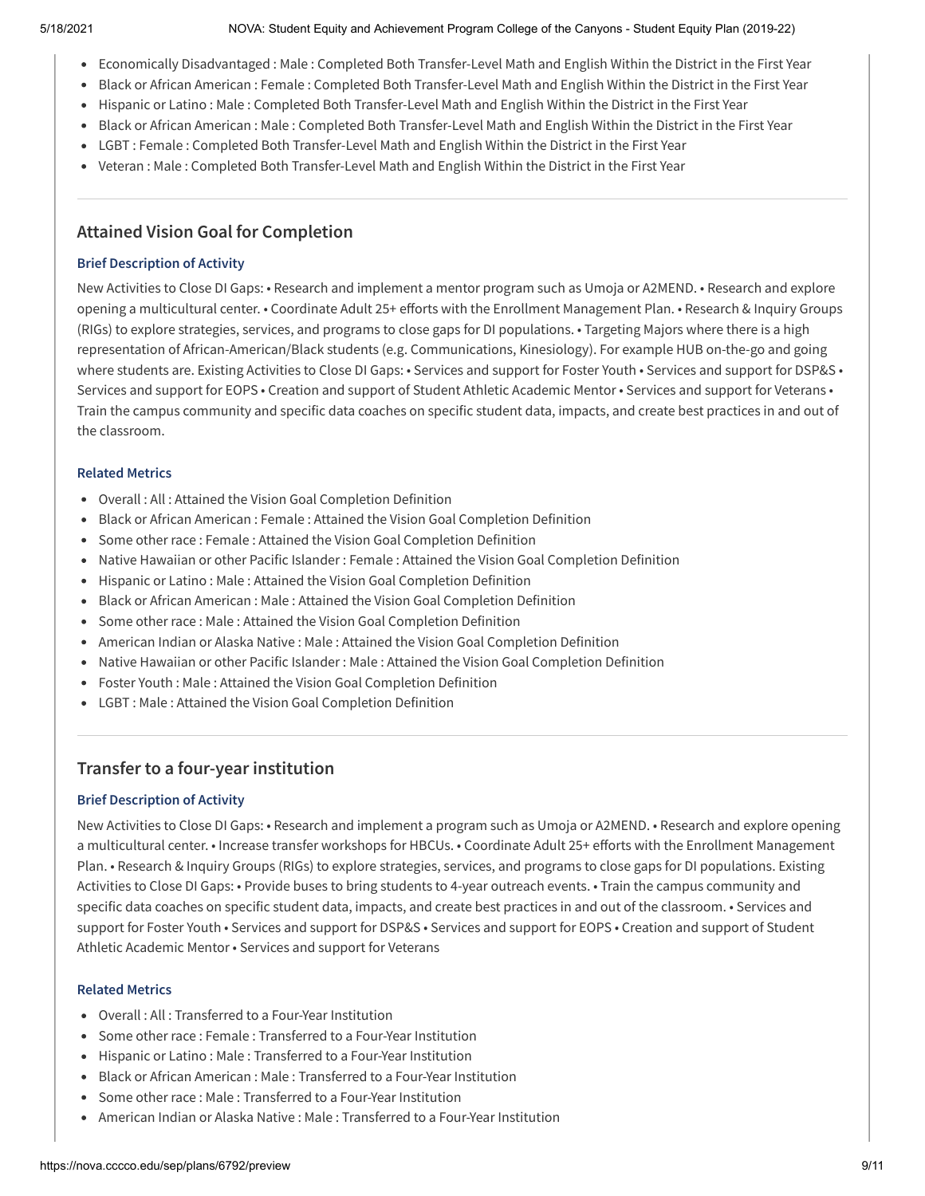- Economically Disadvantaged : Male : Completed Both Transfer-Level Math and English Within the District in the First Year
- Black or African American : Female : Completed Both Transfer-Level Math and English Within the District in the First Year
- Hispanic or Latino : Male : Completed Both Transfer-Level Math and English Within the District in the First Year
- Black or African American : Male : Completed Both Transfer-Level Math and English Within the District in the First Year
- LGBT : Female : Completed Both Transfer-Level Math and English Within the District in the First Year
- Veteran : Male : Completed Both Transfer-Level Math and English Within the District in the First Year

---

## Attained Vision Goal for Completion

### Brief Description of Activity

New Activities to Close DI Gaps: • Research and implement a mentor program such as Umoja or A2MEND. • Research and explore opening a multicultural center. • Coordinate Adult 25+ efforts with the Enrollment Management Plan. • Research & Inquiry Groups (RIGs) to explore strategies, services, and programs to close gaps for DI populations. • Targeting Majors where there is a high representation of African-American/Black students (e.g. Communications, Kinesiology). For example HUB on-the-go and going where students are. Existing Activities to Close DI Gaps: • Services and support for Foster Youth • Services and support for DSP&S • Services and support for EOPS • Creation and support of Student Athletic Academic Mentor • Services and support for Veterans • Train the campus community and specific data coaches on specific student data, impacts, and create best practices in and out of the classroom.

### Related Metrics

- Overall : All : Attained the Vision Goal Completion Definition
- Black or African American : Female : Attained the Vision Goal Completion Definition
- Some other race : Female : Attained the Vision Goal Completion Definition
- Native Hawaiian or other Pacific Islander : Female : Attained the Vision Goal Completion Definition
- Hispanic or Latino : Male : Attained the Vision Goal Completion Definition
- Black or African American : Male : Attained the Vision Goal Completion Definition
- Some other race : Male : Attained the Vision Goal Completion Definition
- American Indian or Alaska Native : Male : Attained the Vision Goal Completion Definition
- Native Hawaiian or other Pacific Islander : Male : Attained the Vision Goal Completion Definition
- Foster Youth : Male : Attained the Vision Goal Completion Definition
- LGBT : Male : Attained the Vision Goal Completion Definition

---

## Transfer to a four-year institution

### Brief Description of Activity

New Activities to Close DI Gaps: • Research and implement a program such as Umoja or A2MEND. • Research and explore opening a multicultural center. • Increase transfer workshops for HBCUs. • Coordinate Adult 25+ efforts with the Enrollment Management Plan. • Research & Inquiry Groups (RIGs) to explore strategies, services, and programs to close gaps for DI populations. Existing Activities to Close DI Gaps: • Provide buses to bring students to 4-year outreach events. • Train the campus community and specific data coaches on specific student data, impacts, and create best practices in and out of the classroom. • Services and support for Foster Youth • Services and support for DSP&S • Services and support for EOPS • Creation and support of Student Athletic Academic Mentor • Services and support for Veterans

### Related Metrics

- Overall : All : Transferred to a Four-Year Institution
- Some other race : Female : Transferred to a Four-Year Institution
- Hispanic or Latino : Male : Transferred to a Four-Year Institution
- Black or African American : Male : Transferred to a Four-Year Institution
- Some other race : Male : Transferred to a Four-Year Institution
- American Indian or Alaska Native : Male : Transferred to a Four-Year Institution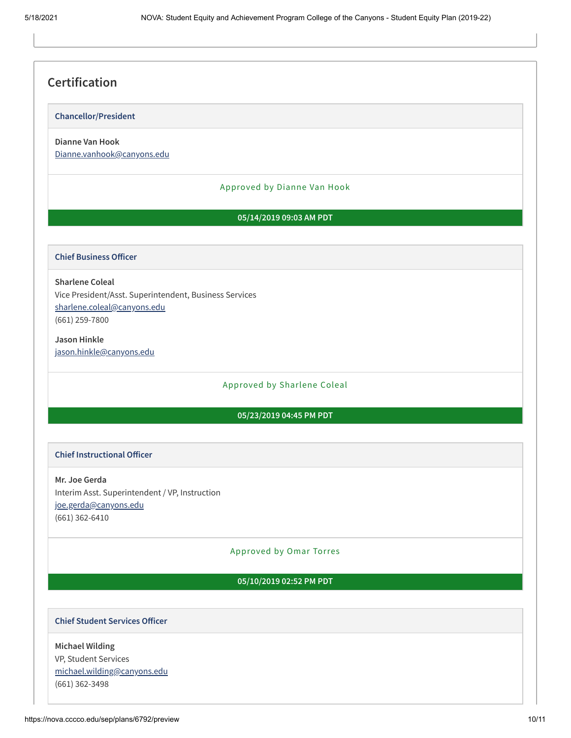## Certification

### Chancellor/President

**Dianne Van Hook**
Dianne.vanhook@canyons.edu

Approved by Dianne Van Hook

**05/14/2019 09:03 AM PDT**

### Chief Business Officer

**Sharlene Coleal**
Vice President/Asst. Superintendent, Business Services
sharlene.coleal@canyons.edu
(661) 259-7800

**Jason Hinkle**
jason.hinkle@canyons.edu

Approved by Sharlene Coleal

**05/23/2019 04:45 PM PDT**

### Chief Instructional Officer

**Mr. Joe Gerda**
Interim Asst. Superintendent / VP, Instruction
joe.gerda@canyons.edu
(661) 362-6410

Approved by Omar Torres

**05/10/2019 02:52 PM PDT**

### Chief Student Services Officer

**Michael Wilding**
VP, Student Services
michael.wilding@canyons.edu
(661) 362-3498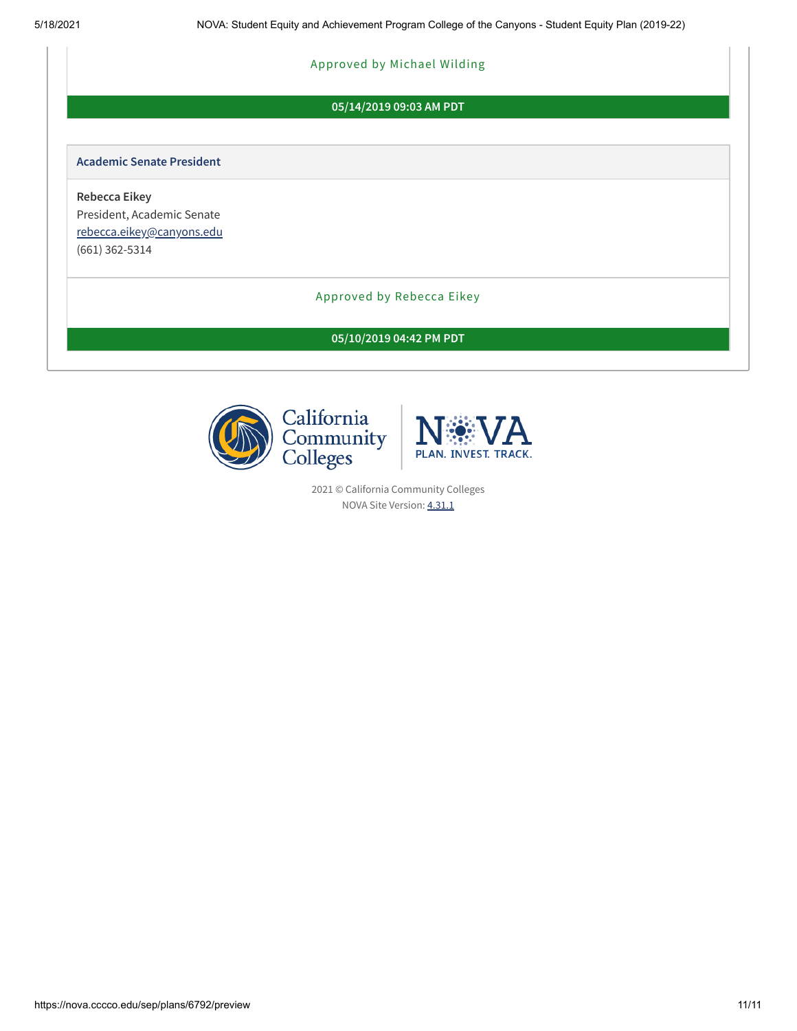Approved by Michael Wilding

**05/14/2019 09:03 AM PDT**

**Academic Senate President**

**Rebecca Eikey**
President, Academic Senate
rebecca.eikey@canyons.edu
(661) 362-5314

Approved by Rebecca Eikey

**05/10/2019 04:42 PM PDT**

2021 © California Community Colleges
NOVA Site Version: 4.31.1